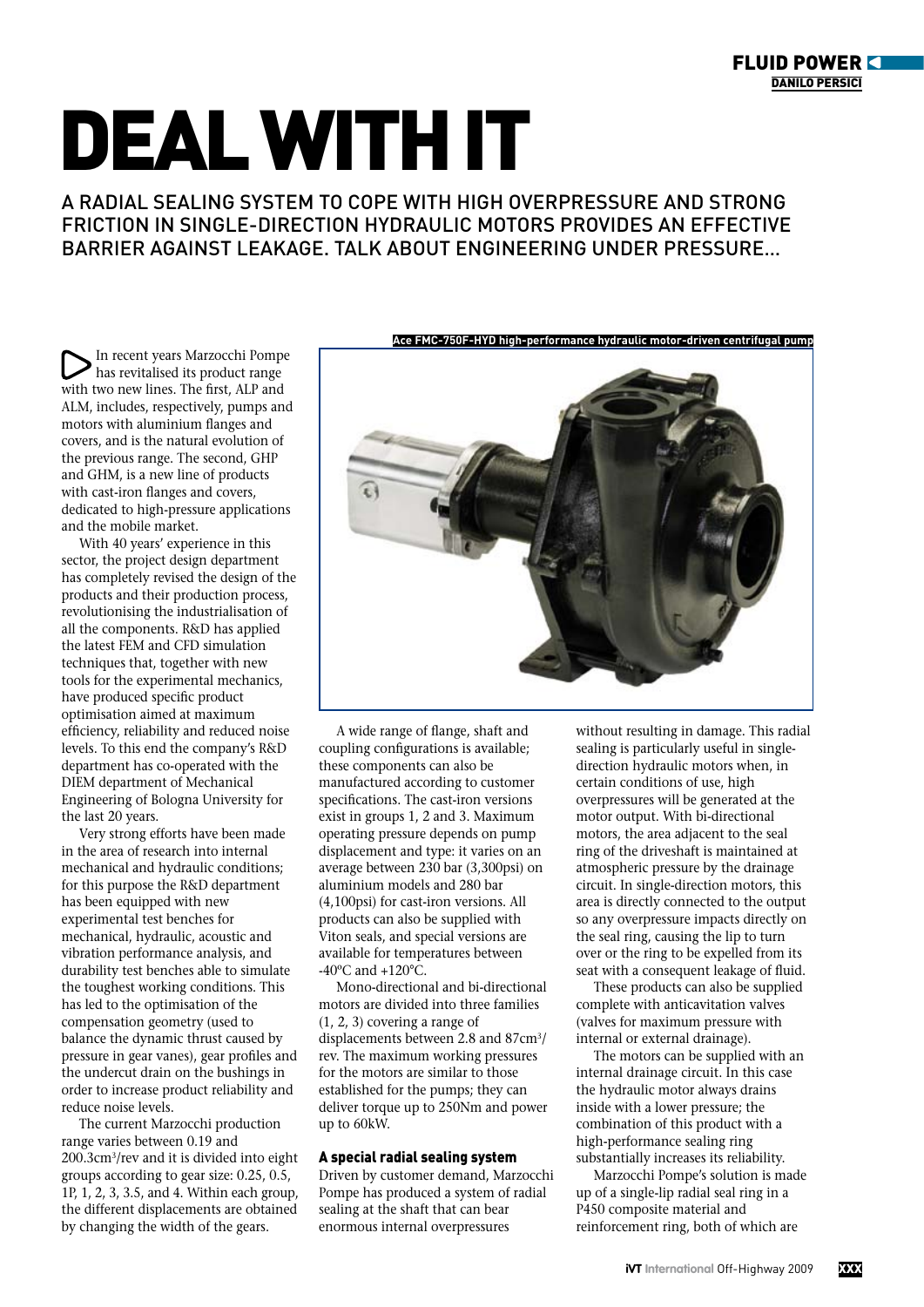# DEAL WITH IT

## A RADIAL SEALING SYSTEM TO COPE WITH HIGH OVERPRESSURE AND STRONG FRICTION IN SINGLE-DIRECTION HYDRAULIC MOTORS PROVIDES AN EFFECTIVE BARRIER AGAINST LEAKAGE. TALK ABOUT ENGINEERING UNDER PRESSURE...

DANILO PERSICI

In recent years Marzocchi Pompe has revitalised its product range with two new lines. The first, ALP and ALM, includes, respectively, pumps and motors with aluminium flanges and covers, and is the natural evolution of the previous range. The second, GHP and GHM, is a new line of products with cast-iron flanges and covers, dedicated to high-pressure applications and the mobile market.

With 40 years' experience in this sector, the project design department has completely revised the design of the products and their production process, revolutionising the industrialisation of all the components. R&D has applied the latest FEM and CFD simulation techniques that, together with new tools for the experimental mechanics, have produced specific product optimisation aimed at maximum efficiency, reliability and reduced noise levels. To this end the company's R&D department has co-operated with the DIEM department of Mechanical Engineering of Bologna University for the last 20 years.

Very strong efforts have been made in the area of research into internal mechanical and hydraulic conditions; for this purpose the R&D department has been equipped with new experimental test benches for mechanical, hydraulic, acoustic and vibration performance analysis, and durability test benches able to simulate the toughest working conditions. This has led to the optimisation of the compensation geometry (used to balance the dynamic thrust caused by pressure in gear vanes), gear profiles and the undercut drain on the bushings in order to increase product reliability and reduce noise levels.

The current Marzocchi production range varies between 0.19 and 200.3cm$^3$/rev and it is divided into eight groups according to gear size: 0.25, 0.5, 1P, 1, 2, 3, 3.5, and 4. Within each group, the different displacements are obtained by changing the width of the gears.

Ace FMC-750F-HYD high-performance hydraulic motor-driven centrifugal pump

A wide range of flange, shaft and coupling configurations is available; these components can also be manufactured according to customer specifications. The cast-iron versions exist in groups 1, 2 and 3. Maximum operating pressure depends on pump displacement and type: it varies on an average between 230 bar (3,300psi) on aluminium models and 280 bar (4,100psi) for cast-iron versions. All products can also be supplied with Viton seals, and special versions are available for temperatures between -40°C and +120°C.

Mono-directional and bi-directional motors are divided into three families (1, 2, 3) covering a range of displacements between 2.8 and 87cm$^3$/rev. The maximum working pressures for the motors are similar to those established for the pumps; they can deliver torque up to 250Nm and power up to 60kW.

### A special radial sealing system

Driven by customer demand, Marzocchi Pompe has produced a system of radial sealing at the shaft that can bear enormous internal overpressures without resulting in damage. This radial sealing is particularly useful in single-direction hydraulic motors when, in certain conditions of use, high overpressures will be generated at the motor output. With bi-directional motors, the area adjacent to the seal ring of the driveshaft is maintained at atmospheric pressure by the drainage circuit. In single-direction motors, this area is directly connected to the output so any overpressure impacts directly on the seal ring, causing the lip to turn over or the ring to be expelled from its seat with a consequent leakage of fluid.

These products can also be supplied complete with anticavitation valves (valves for maximum pressure with internal or external drainage).

The motors can be supplied with an internal drainage circuit. In this case the hydraulic motor always drains inside with a lower pressure; the combination of this product with a high-performance sealing ring substantially increases its reliability.

Marzocchi Pompe's solution is made up of a single-lip radial seal ring in a P450 composite material and reinforcement ring, both of which are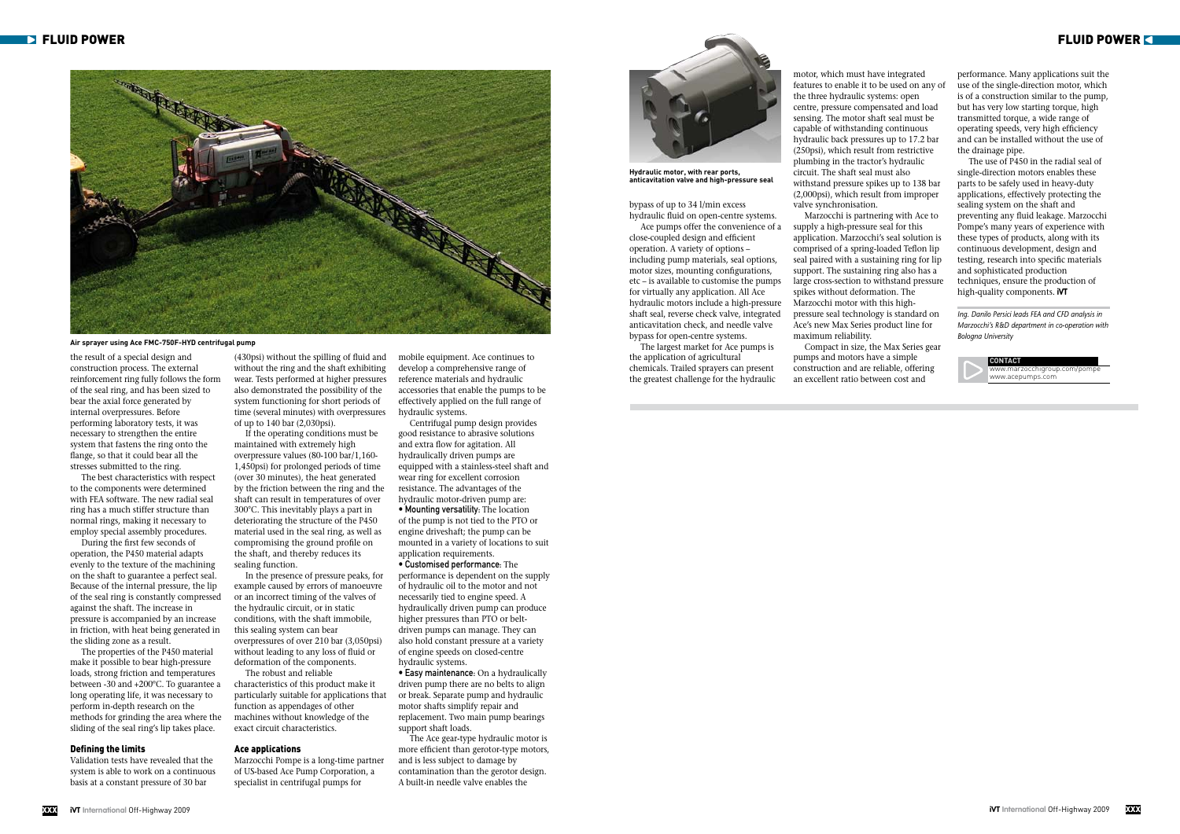Air sprayer using Ace FMC-750F-HYD centrifugal pump

the result of a special design and construction process. The external reinforcement ring fully follows the form of the seal ring, and has been sized to bear the axial force generated by internal overpressures. Before performing laboratory tests, it was necessary to strengthen the entire system that fastens the ring onto the flange, so that it could bear all the stresses submitted to the ring.

The best characteristics with respect to the components were determined with FEA software. The new radial seal ring has a much stiffer structure than normal rings, making it necessary to employ special assembly procedures.

During the first few seconds of operation, the P450 material adapts evenly to the texture of the machining on the shaft to guarantee a perfect seal. Because of the internal pressure, the lip of the seal ring is constantly compressed against the shaft. The increase in pressure is accompanied by an increase in friction, with heat being generated in the sliding zone as a result.

The properties of the P450 material make it possible to bear high-pressure loads, strong friction and temperatures between -30 and +200°C. To guarantee a long operating life, it was necessary to perform in-depth research on the methods for grinding the area where the sliding of the seal ring's lip takes place.

### Defining the limits

Validation tests have revealed that the system is able to work on a continuous basis at a constant pressure of 30 bar (430psi) without the spilling of fluid and without the ring and the shaft exhibiting wear. Tests performed at higher pressures also demonstrated the possibility of the system functioning for short periods of time (several minutes) with overpressures of up to 140 bar (2,030psi).

If the operating conditions must be maintained with extremely high overpressure values (80-100 bar/1,160-1,450psi) for prolonged periods of time (over 30 minutes), the heat generated by the friction between the ring and the shaft can result in temperatures of over 300°C. This inevitably plays a part in deteriorating the structure of the P450 material used in the seal ring, as well as compromising the ground profile on the shaft, and thereby reduces its sealing function.

In the presence of pressure peaks, for example caused by errors of manoeuvre or an incorrect timing of the valves of the hydraulic circuit, or in static conditions, with the shaft immobile, this sealing system can bear overpressures of over 210 bar (3,050psi) without leading to any loss of fluid or deformation of the components.

The robust and reliable characteristics of this product make it particularly suitable for applications that function as appendages of other machines without knowledge of the exact circuit characteristics.

### Ace applications

Marzocchi Pompe is a long-time partner of US-based Ace Pump Corporation, a specialist in centrifugal pumps for mobile equipment. Ace continues to develop a comprehensive range of reference materials and hydraulic accessories that enable the pumps to be effectively applied on the full range of hydraulic systems.

Centrifugal pump design provides good resistance to abrasive solutions and extra flow for agitation. All hydraulically driven pumps are equipped with a stainless-steel shaft and wear ring for excellent corrosion resistance. The advantages of the hydraulic motor-driven pump are:

- **Mounting versatility**: The location of the pump is not tied to the PTO or engine driveshaft; the pump can be mounted in a variety of locations to suit application requirements.
- **Customised performance**: The performance is dependent on the supply of hydraulic oil to the motor and not necessarily tied to engine speed. A hydraulically driven pump can produce higher pressures than PTO or belt-driven pumps can manage. They can also hold constant pressure at a variety of engine speeds on closed-centre hydraulic systems.
- **Easy maintenance**: On a hydraulically driven pump there are no belts to align or break. Separate pump and hydraulic motor shafts simplify repair and replacement. Two main pump bearings support shaft loads.

The Ace gear-type hydraulic motor is more efficient than gerotor-type motors, and is less subject to damage by contamination than the gerotor design. A built-in needle valve enables the bypass of up to 34 l/min excess hydraulic fluid on open-centre systems.

Hydraulic motor, with rear ports, anticavitation valve and high-pressure seal

Ace pumps offer the convenience of a close-coupled design and efficient operation. A variety of options – including pump materials, seal options, motor sizes, mounting configurations, etc – is available to customise the pumps for virtually any application. All Ace hydraulic motors include a high-pressure shaft seal, reverse check valve, integrated anticavitation check, and needle valve bypass for open-centre systems.

The largest market for Ace pumps is the application of agricultural chemicals. Trailed sprayers can present the greatest challenge for the hydraulic motor, which must have integrated features to enable it to be used on any of the three hydraulic systems: open centre, pressure compensated and load sensing. The motor shaft seal must be capable of withstanding continuous hydraulic back pressures up to 17.2 bar (250psi), which result from restrictive plumbing in the tractor's hydraulic circuit. The shaft seal must also withstand pressure spikes up to 138 bar (2,000psi), which result from improper valve synchronisation.

Marzocchi is partnering with Ace to supply a high-pressure seal for this application. Marzocchi's seal solution is comprised of a spring-loaded Teflon lip seal paired with a sustaining ring for lip support. The sustaining ring also has a large cross-section to withstand pressure spikes without deformation. The Marzocchi motor with this high-pressure seal technology is standard on Ace's new Max Series product line for maximum reliability.

Compact in size, the Max Series gear pumps and motors have a simple construction and are reliable, offering an excellent ratio between cost and performance. Many applications suit the use of the single-direction motor, which is of a construction similar to the pump, but has very low starting torque, high transmitted torque, a wide range of operating speeds, very high efficiency and can be installed without the use of the drainage pipe.

The use of P450 in the radial seal of single-direction motors enables these parts to be safely used in heavy-duty applications, effectively protecting the sealing system on the shaft and preventing any fluid leakage. Marzocchi Pompe's many years of experience with these types of products, along with its continuous development, design and testing, research into specific materials and sophisticated production techniques, ensure the production of high-quality components. **iVT**

*Ing. Danilo Persici leads FEA and CFD analysis in Marzocchi's R&D department in co-operation with Bologna University*

**CONTACT**
www.marzocchigroup.com/pompe
www.acepumps.com